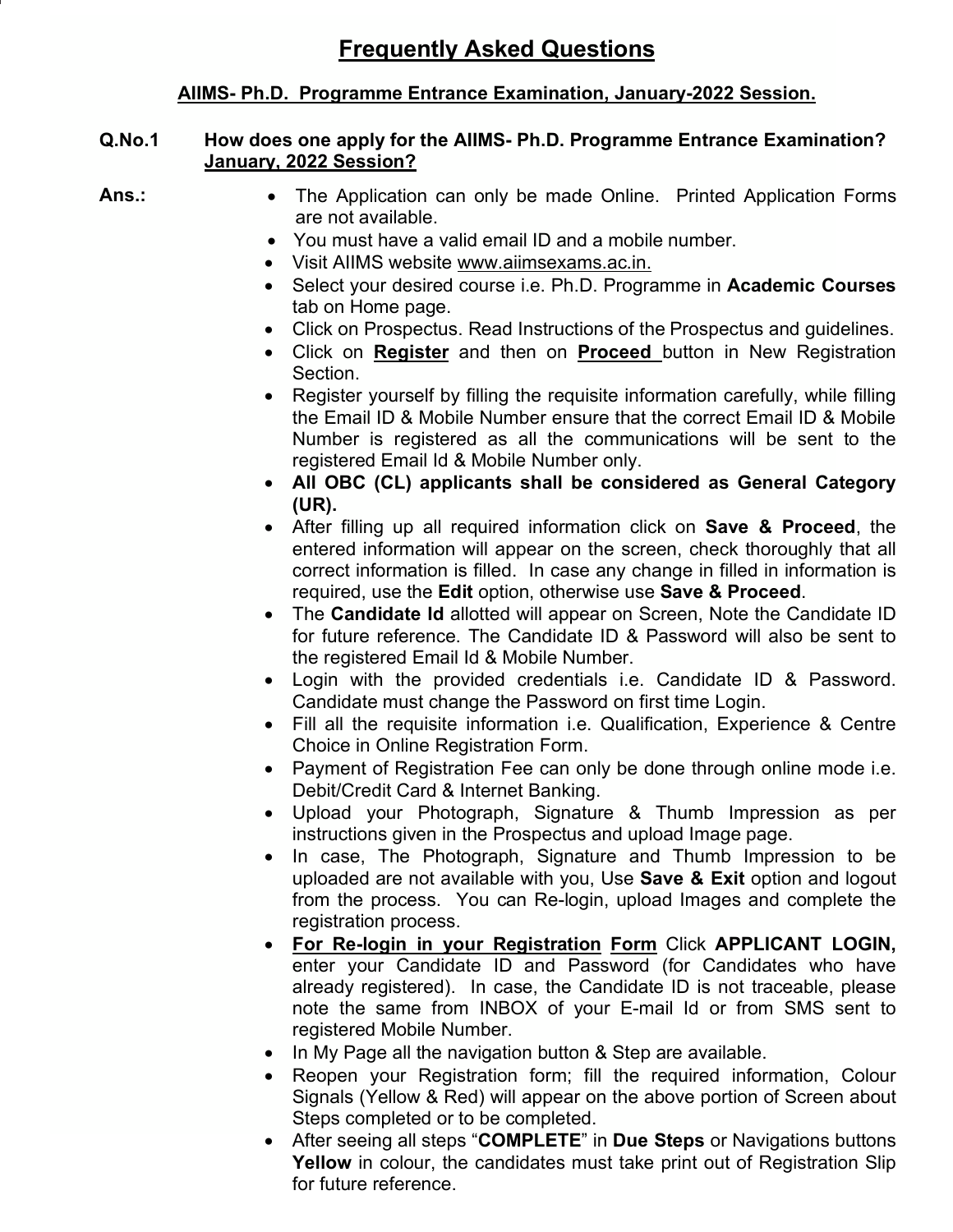# Frequently Asked Questions

## AIIMS- Ph.D. Programme Entrance Examination, January-2022 Session.

**Q.No.1 How does one apply for the AIIMS- Ph.D. Programme Entrance Examination? January, 2022 Session?**

**Ans.:**

- The Application can only be made Online. Printed Application Forms are not available.
- You must have a valid email ID and a mobile number.
- Visit AIIMS website www.aiimsexams.ac.in.
- Select your desired course i.e. Ph.D. Programme in **Academic Courses** tab on Home page.
- Click on Prospectus. Read Instructions of the Prospectus and guidelines.
- Click on **Register** and then on **Proceed** button in New Registration Section.
- Register yourself by filling the requisite information carefully, while filling the Email ID & Mobile Number ensure that the correct Email ID & Mobile Number is registered as all the communications will be sent to the registered Email Id & Mobile Number only.
- **All OBC (CL) applicants shall be considered as General Category (UR).**
- After filling up all required information click on **Save & Proceed**, the entered information will appear on the screen, check thoroughly that all correct information is filled. In case any change in filled in information is required, use the **Edit** option, otherwise use **Save & Proceed**.
- The **Candidate Id** allotted will appear on Screen, Note the Candidate ID for future reference. The Candidate ID & Password will also be sent to the registered Email Id & Mobile Number.
- Login with the provided credentials i.e. Candidate ID & Password. Candidate must change the Password on first time Login.
- Fill all the requisite information i.e. Qualification, Experience & Centre Choice in Online Registration Form.
- Payment of Registration Fee can only be done through online mode i.e. Debit/Credit Card & Internet Banking.
- Upload your Photograph, Signature & Thumb Impression as per instructions given in the Prospectus and upload Image page.
- In case, The Photograph, Signature and Thumb Impression to be uploaded are not available with you, Use **Save & Exit** option and logout from the process. You can Re-login, upload Images and complete the registration process.
- **For Re-login in your Registration Form** Click **APPLICANT LOGIN,** enter your Candidate ID and Password (for Candidates who have already registered). In case, the Candidate ID is not traceable, please note the same from INBOX of your E-mail Id or from SMS sent to registered Mobile Number.
- In My Page all the navigation button & Step are available.
- Reopen your Registration form; fill the required information, Colour Signals (Yellow & Red) will appear on the above portion of Screen about Steps completed or to be completed.
- After seeing all steps "**COMPLETE**" in **Due Steps** or Navigations buttons **Yellow** in colour, the candidates must take print out of Registration Slip for future reference.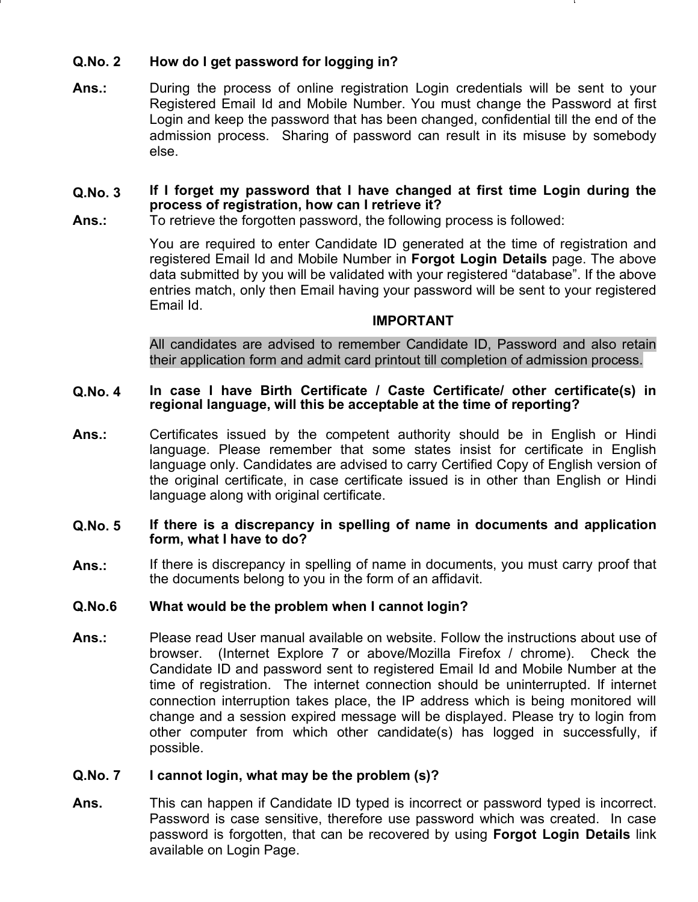**Q.No. 2 How do I get password for logging in?**

**Ans.:** During the process of online registration Login credentials will be sent to your Registered Email Id and Mobile Number. You must change the Password at first Login and keep the password that has been changed, confidential till the end of the admission process. Sharing of password can result in its misuse by somebody else.

**Q.No. 3 If I forget my password that I have changed at first time Login during the process of registration, how can I retrieve it?**

**Ans.:** To retrieve the forgotten password, the following process is followed:

You are required to enter Candidate ID generated at the time of registration and registered Email Id and Mobile Number in **Forgot Login Details** page. The above data submitted by you will be validated with your registered "database". If the above entries match, only then Email having your password will be sent to your registered Email Id.

**IMPORTANT**

All candidates are advised to remember Candidate ID, Password and also retain their application form and admit card printout till completion of admission process.

**Q.No. 4 In case I have Birth Certificate / Caste Certificate/ other certificate(s) in regional language, will this be acceptable at the time of reporting?**

**Ans.:** Certificates issued by the competent authority should be in English or Hindi language. Please remember that some states insist for certificate in English language only. Candidates are advised to carry Certified Copy of English version of the original certificate, in case certificate issued is in other than English or Hindi language along with original certificate.

**Q.No. 5 If there is a discrepancy in spelling of name in documents and application form, what I have to do?**

**Ans.:** If there is discrepancy in spelling of name in documents, you must carry proof that the documents belong to you in the form of an affidavit.

**Q.No.6 What would be the problem when I cannot login?**

**Ans.:** Please read User manual available on website. Follow the instructions about use of browser. (Internet Explore 7 or above/Mozilla Firefox / chrome). Check the Candidate ID and password sent to registered Email Id and Mobile Number at the time of registration. The internet connection should be uninterrupted. If internet connection interruption takes place, the IP address which is being monitored will change and a session expired message will be displayed. Please try to login from other computer from which other candidate(s) has logged in successfully, if possible.

**Q.No. 7 I cannot login, what may be the problem (s)?**

**Ans.** This can happen if Candidate ID typed is incorrect or password typed is incorrect. Password is case sensitive, therefore use password which was created. In case password is forgotten, that can be recovered by using **Forgot Login Details** link available on Login Page.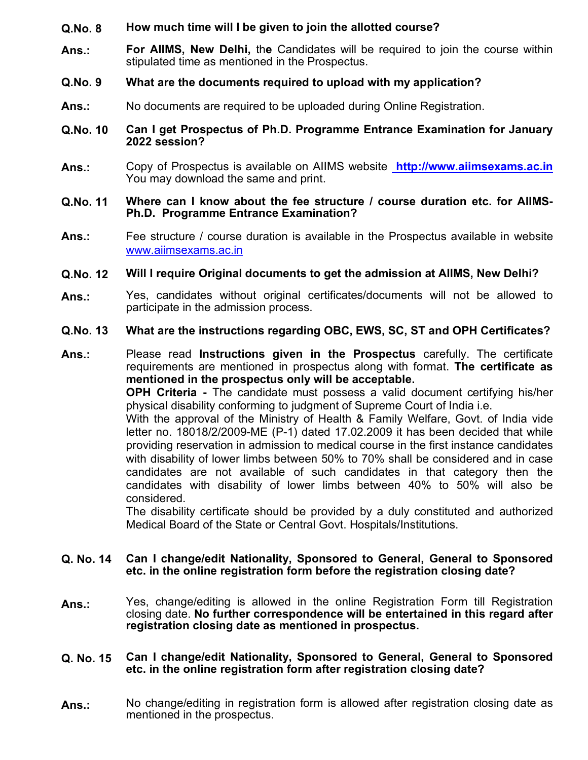**Q.No. 8 How much time will I be given to join the allotted course?**

**Ans.:** **For AIIMS, New Delhi,** th**e** Candidates will be required to join the course within stipulated time as mentioned in the Prospectus.

**Q.No. 9 What are the documents required to upload with my application?**

**Ans.:** No documents are required to be uploaded during Online Registration.

**Q.No. 10 Can I get Prospectus of Ph.D. Programme Entrance Examination for January 2022 session?**

**Ans.:** Copy of Prospectus is available on AIIMS website **http://www.aiimsexams.ac.in** You may download the same and print.

**Q.No. 11 Where can I know about the fee structure / course duration etc. for AIIMS-Ph.D. Programme Entrance Examination?**

**Ans.:** Fee structure / course duration is available in the Prospectus available in website www.aiimsexams.ac.in

**Q.No. 12 Will I require Original documents to get the admission at AIIMS, New Delhi?**

**Ans.:** Yes, candidates without original certificates/documents will not be allowed to participate in the admission process.

**Q.No. 13 What are the instructions regarding OBC, EWS, SC, ST and OPH Certificates?**

**Ans.:** Please read **Instructions given in the Prospectus** carefully. The certificate requirements are mentioned in prospectus along with format. **The certificate as mentioned in the prospectus only will be acceptable.**

**OPH Criteria -** The candidate must possess a valid document certifying his/her physical disability conforming to judgment of Supreme Court of India i.e.

With the approval of the Ministry of Health & Family Welfare, Govt. of India vide letter no. 18018/2/2009-ME (P-1) dated 17.02.2009 it has been decided that while providing reservation in admission to medical course in the first instance candidates with disability of lower limbs between 50% to 70% shall be considered and in case candidates are not available of such candidates in that category then the candidates with disability of lower limbs between 40% to 50% will also be considered.

The disability certificate should be provided by a duly constituted and authorized Medical Board of the State or Central Govt. Hospitals/Institutions.

**Q. No. 14 Can I change/edit Nationality, Sponsored to General, General to Sponsored etc. in the online registration form before the registration closing date?**

**Ans.:** Yes, change/editing is allowed in the online Registration Form till Registration closing date. **No further correspondence will be entertained in this regard after registration closing date as mentioned in prospectus.**

**Q. No. 15 Can I change/edit Nationality, Sponsored to General, General to Sponsored etc. in the online registration form after registration closing date?**

**Ans.:** No change/editing in registration form is allowed after registration closing date as mentioned in the prospectus.